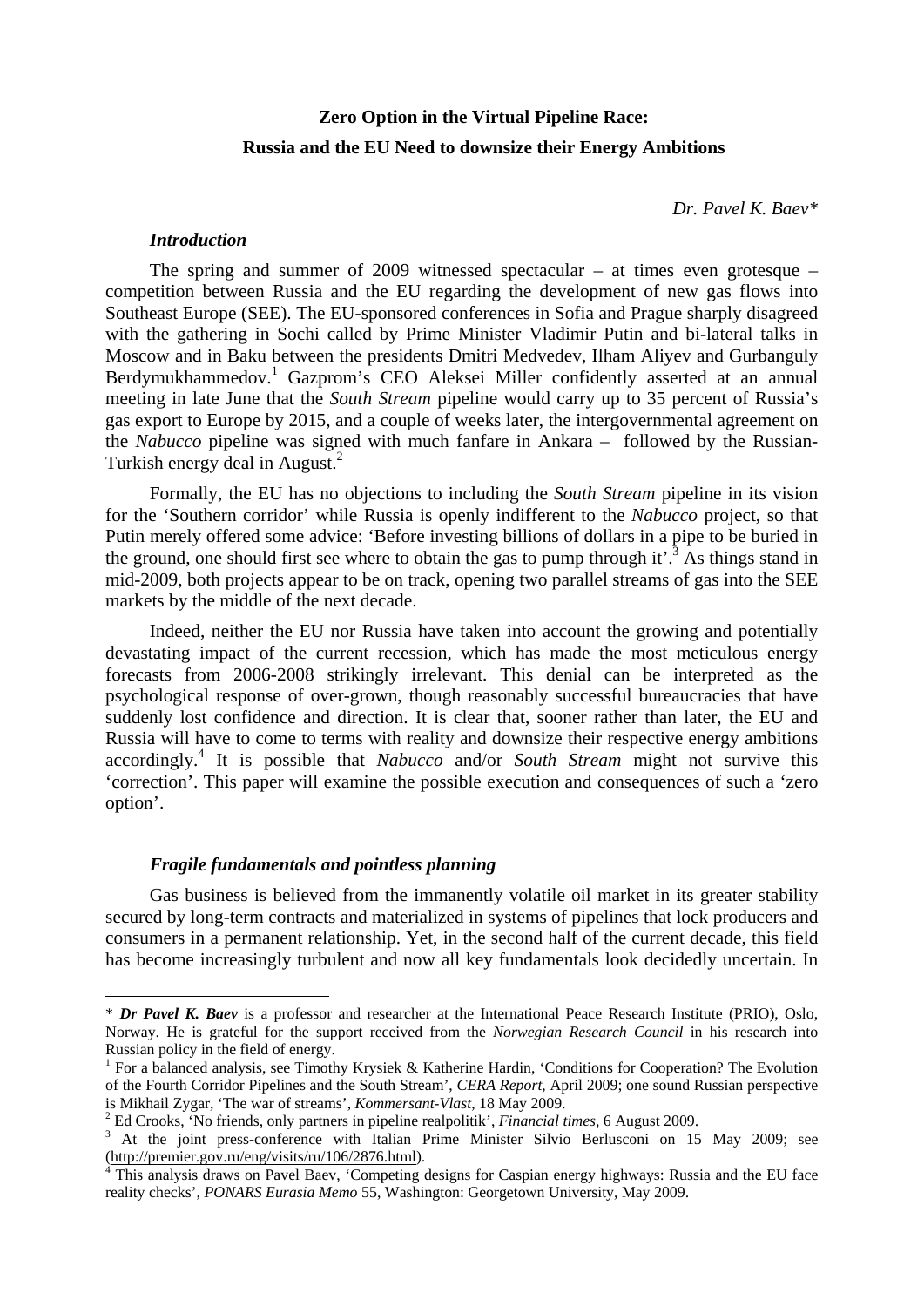# Zero Option in the Virtual Pipeline Race:

# Russia and the EU Need to downsize their Energy Ambitions

*Dr. Pavel K. Baev**

### *Introduction*

The spring and summer of 2009 witnessed spectacular – at times even grotesque – competition between Russia and the EU regarding the development of new gas flows into Southeast Europe (SEE). The EU-sponsored conferences in Sofia and Prague sharply disagreed with the gathering in Sochi called by Prime Minister Vladimir Putin and bi-lateral talks in Moscow and in Baku between the presidents Dmitri Medvedev, Ilham Aliyev and Gurbanguly Berdymukhammedov.[1] Gazprom's CEO Aleksei Miller confidently asserted at an annual meeting in late June that the *South Stream* pipeline would carry up to 35 percent of Russia's gas export to Europe by 2015, and a couple of weeks later, the intergovernmental agreement on the *Nabucco* pipeline was signed with much fanfare in Ankara – followed by the Russian-Turkish energy deal in August.[2]

Formally, the EU has no objections to including the *South Stream* pipeline in its vision for the 'Southern corridor' while Russia is openly indifferent to the *Nabucco* project, so that Putin merely offered some advice: 'Before investing billions of dollars in a pipe to be buried in the ground, one should first see where to obtain the gas to pump through it'.[3] As things stand in mid-2009, both projects appear to be on track, opening two parallel streams of gas into the SEE markets by the middle of the next decade.

Indeed, neither the EU nor Russia have taken into account the growing and potentially devastating impact of the current recession, which has made the most meticulous energy forecasts from 2006-2008 strikingly irrelevant. This denial can be interpreted as the psychological response of over-grown, though reasonably successful bureaucracies that have suddenly lost confidence and direction. It is clear that, sooner rather than later, the EU and Russia will have to come to terms with reality and downsize their respective energy ambitions accordingly.[4] It is possible that *Nabucco* and/or *South Stream* might not survive this 'correction'. This paper will examine the possible execution and consequences of such a 'zero option'.

### *Fragile fundamentals and pointless planning*

Gas business is believed from the immanently volatile oil market in its greater stability secured by long-term contracts and materialized in systems of pipelines that lock producers and consumers in a permanent relationship. Yet, in the second half of the current decade, this field has become increasingly turbulent and now all key fundamentals look decidedly uncertain. In

---

* ***Dr Pavel K. Baev*** is a professor and researcher at the International Peace Research Institute (PRIO), Oslo, Norway. He is grateful for the support received from the *Norwegian Research Council* in his research into Russian policy in the field of energy.

[1] For a balanced analysis, see Timothy Krysiek & Katherine Hardin, 'Conditions for Cooperation? The Evolution of the Fourth Corridor Pipelines and the South Stream', *CERA Report*, April 2009; one sound Russian perspective is Mikhail Zygar, 'The war of streams', *Kommersant-Vlast*, 18 May 2009.

[2] Ed Crooks, 'No friends, only partners in pipeline realpolitik', *Financial times*, 6 August 2009.

[3] At the joint press-conference with Italian Prime Minister Silvio Berlusconi on 15 May 2009; see (http://premier.gov.ru/eng/visits/ru/106/2876.html).

[4] This analysis draws on Pavel Baev, 'Competing designs for Caspian energy highways: Russia and the EU face reality checks', *PONARS Eurasia Memo* 55, Washington: Georgetown University, May 2009.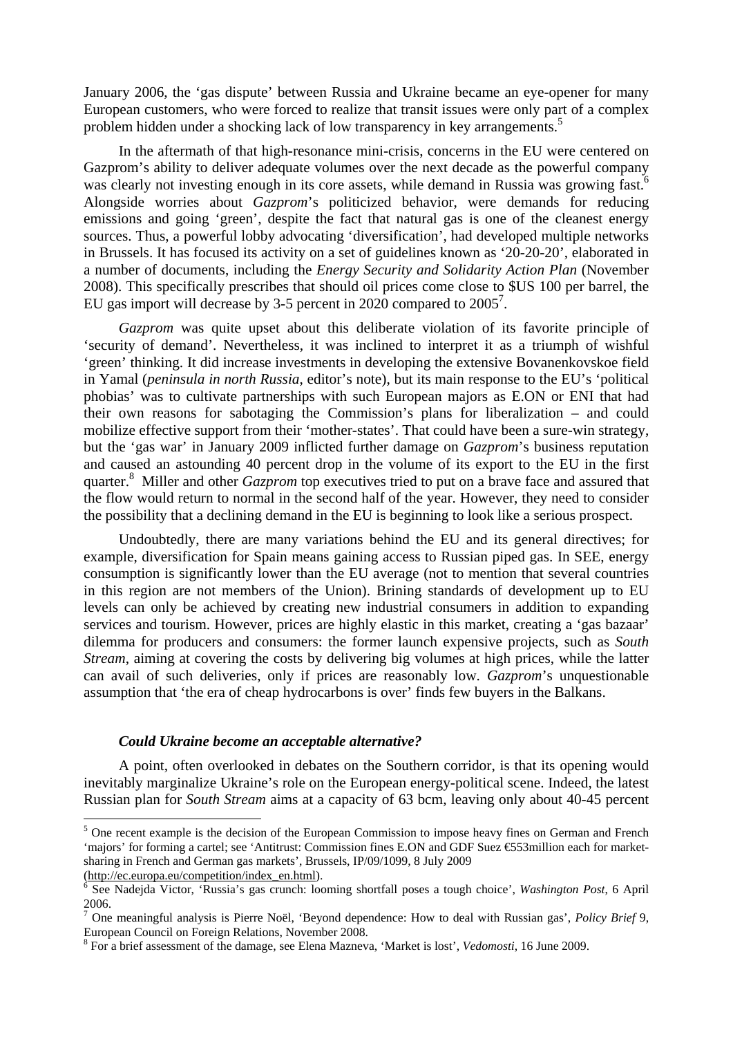January 2006, the 'gas dispute' between Russia and Ukraine became an eye-opener for many European customers, who were forced to realize that transit issues were only part of a complex problem hidden under a shocking lack of low transparency in key arrangements.[5]

In the aftermath of that high-resonance mini-crisis, concerns in the EU were centered on Gazprom's ability to deliver adequate volumes over the next decade as the powerful company was clearly not investing enough in its core assets, while demand in Russia was growing fast.[6] Alongside worries about *Gazprom*'s politicized behavior, were demands for reducing emissions and going 'green', despite the fact that natural gas is one of the cleanest energy sources. Thus, a powerful lobby advocating 'diversification', had developed multiple networks in Brussels. It has focused its activity on a set of guidelines known as '20-20-20', elaborated in a number of documents, including the *Energy Security and Solidarity Action Plan* (November 2008). This specifically prescribes that should oil prices come close to $US 100 per barrel, the EU gas import will decrease by 3-5 percent in 2020 compared to 2005[7].

*Gazprom* was quite upset about this deliberate violation of its favorite principle of 'security of demand'. Nevertheless, it was inclined to interpret it as a triumph of wishful 'green' thinking. It did increase investments in developing the extensive Bovanenkovskoe field in Yamal (*peninsula in north Russia*, editor's note), but its main response to the EU's 'political phobias' was to cultivate partnerships with such European majors as E.ON or ENI that had their own reasons for sabotaging the Commission's plans for liberalization – and could mobilize effective support from their 'mother-states'. That could have been a sure-win strategy, but the 'gas war' in January 2009 inflicted further damage on *Gazprom*'s business reputation and caused an astounding 40 percent drop in the volume of its export to the EU in the first quarter.[8] Miller and other *Gazprom* top executives tried to put on a brave face and assured that the flow would return to normal in the second half of the year. However, they need to consider the possibility that a declining demand in the EU is beginning to look like a serious prospect.

Undoubtedly, there are many variations behind the EU and its general directives; for example, diversification for Spain means gaining access to Russian piped gas. In SEE, energy consumption is significantly lower than the EU average (not to mention that several countries in this region are not members of the Union). Brining standards of development up to EU levels can only be achieved by creating new industrial consumers in addition to expanding services and tourism. However, prices are highly elastic in this market, creating a 'gas bazaar' dilemma for producers and consumers: the former launch expensive projects, such as *South Stream*, aiming at covering the costs by delivering big volumes at high prices, while the latter can avail of such deliveries, only if prices are reasonably low. *Gazprom*'s unquestionable assumption that 'the era of cheap hydrocarbons is over' finds few buyers in the Balkans.

### *Could Ukraine become an acceptable alternative?*

A point, often overlooked in debates on the Southern corridor, is that its opening would inevitably marginalize Ukraine's role on the European energy-political scene. Indeed, the latest Russian plan for *South Stream* aims at a capacity of 63 bcm, leaving only about 40-45 percent

---

[5] One recent example is the decision of the European Commission to impose heavy fines on German and French 'majors' for forming a cartel; see 'Antitrust: Commission fines E.ON and GDF Suez €553million each for market-sharing in French and German gas markets', Brussels, IP/09/1099, 8 July 2009 (http://ec.europa.eu/competition/index_en.html).

[6] See Nadejda Victor, 'Russia's gas crunch: looming shortfall poses a tough choice', *Washington Post*, 6 April 2006.

[7] One meaningful analysis is Pierre Noël, 'Beyond dependence: How to deal with Russian gas', *Policy Brief* 9, European Council on Foreign Relations, November 2008.

[8] For a brief assessment of the damage, see Elena Mazneva, 'Market is lost', *Vedomosti*, 16 June 2009.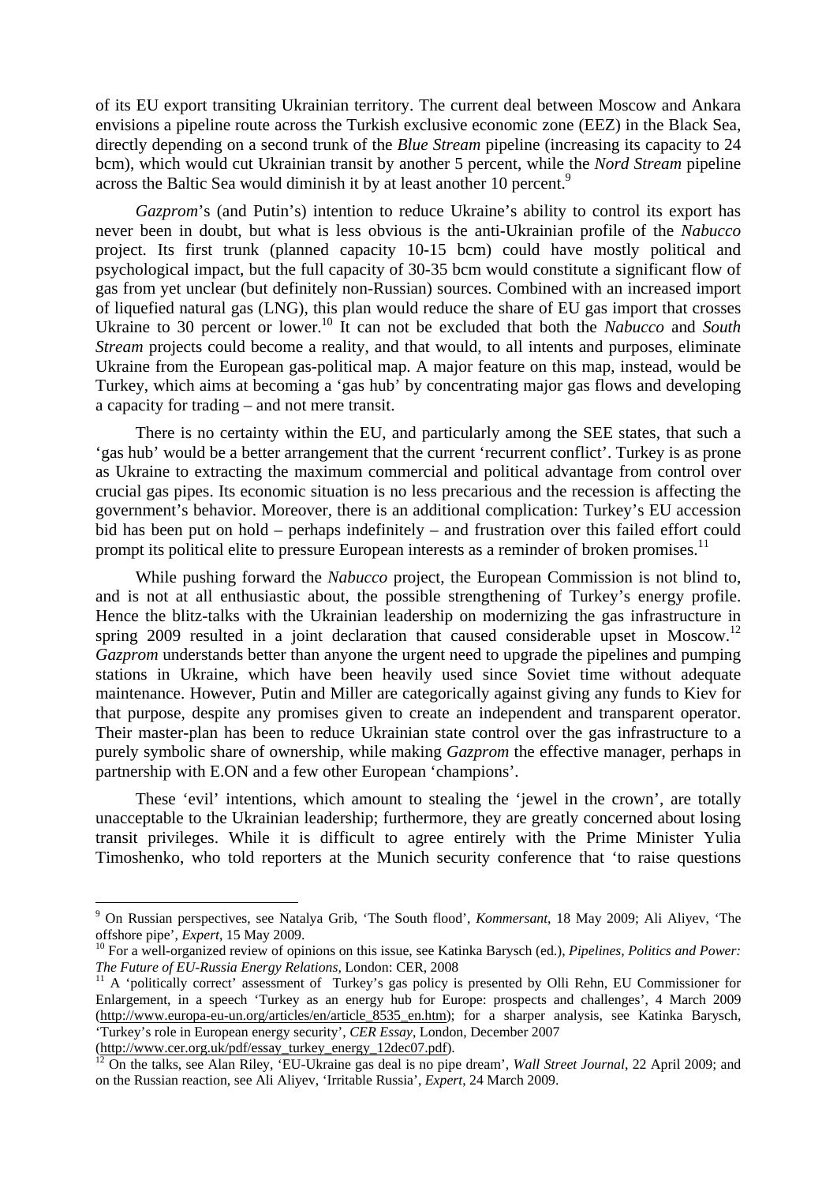of its EU export transiting Ukrainian territory. The current deal between Moscow and Ankara envisions a pipeline route across the Turkish exclusive economic zone (EEZ) in the Black Sea, directly depending on a second trunk of the *Blue Stream* pipeline (increasing its capacity to 24 bcm), which would cut Ukrainian transit by another 5 percent, while the *Nord Stream* pipeline across the Baltic Sea would diminish it by at least another 10 percent.[9]

*Gazprom*'s (and Putin's) intention to reduce Ukraine's ability to control its export has never been in doubt, but what is less obvious is the anti-Ukrainian profile of the *Nabucco* project. Its first trunk (planned capacity 10-15 bcm) could have mostly political and psychological impact, but the full capacity of 30-35 bcm would constitute a significant flow of gas from yet unclear (but definitely non-Russian) sources. Combined with an increased import of liquefied natural gas (LNG), this plan would reduce the share of EU gas import that crosses Ukraine to 30 percent or lower.[10] It can not be excluded that both the *Nabucco* and *South Stream* projects could become a reality, and that would, to all intents and purposes, eliminate Ukraine from the European gas-political map. A major feature on this map, instead, would be Turkey, which aims at becoming a 'gas hub' by concentrating major gas flows and developing a capacity for trading – and not mere transit.

There is no certainty within the EU, and particularly among the SEE states, that such a 'gas hub' would be a better arrangement that the current 'recurrent conflict'. Turkey is as prone as Ukraine to extracting the maximum commercial and political advantage from control over crucial gas pipes. Its economic situation is no less precarious and the recession is affecting the government's behavior. Moreover, there is an additional complication: Turkey's EU accession bid has been put on hold – perhaps indefinitely – and frustration over this failed effort could prompt its political elite to pressure European interests as a reminder of broken promises.[11]

While pushing forward the *Nabucco* project, the European Commission is not blind to, and is not at all enthusiastic about, the possible strengthening of Turkey's energy profile. Hence the blitz-talks with the Ukrainian leadership on modernizing the gas infrastructure in spring 2009 resulted in a joint declaration that caused considerable upset in Moscow.[12] *Gazprom* understands better than anyone the urgent need to upgrade the pipelines and pumping stations in Ukraine, which have been heavily used since Soviet time without adequate maintenance. However, Putin and Miller are categorically against giving any funds to Kiev for that purpose, despite any promises given to create an independent and transparent operator. Their master-plan has been to reduce Ukrainian state control over the gas infrastructure to a purely symbolic share of ownership, while making *Gazprom* the effective manager, perhaps in partnership with E.ON and a few other European 'champions'.

These 'evil' intentions, which amount to stealing the 'jewel in the crown', are totally unacceptable to the Ukrainian leadership; furthermore, they are greatly concerned about losing transit privileges. While it is difficult to agree entirely with the Prime Minister Yulia Timoshenko, who told reporters at the Munich security conference that 'to raise questions

---

[9] On Russian perspectives, see Natalya Grib, 'The South flood', *Kommersant*, 18 May 2009; Ali Aliyev, 'The offshore pipe', *Expert*, 15 May 2009.

[10] For a well-organized review of opinions on this issue, see Katinka Barysch (ed.), *Pipelines, Politics and Power: The Future of EU-Russia Energy Relations*, London: CER, 2008

[11] A 'politically correct' assessment of Turkey's gas policy is presented by Olli Rehn, EU Commissioner for Enlargement, in a speech 'Turkey as an energy hub for Europe: prospects and challenges', 4 March 2009 (http://www.europa-eu-un.org/articles/en/article_8535_en.htm); for a sharper analysis, see Katinka Barysch, 'Turkey's role in European energy security', *CER Essay*, London, December 2007 (http://www.cer.org.uk/pdf/essay_turkey_energy_12dec07.pdf).

[12] On the talks, see Alan Riley, 'EU-Ukraine gas deal is no pipe dream', *Wall Street Journal*, 22 April 2009; and on the Russian reaction, see Ali Aliyev, 'Irritable Russia', *Expert*, 24 March 2009.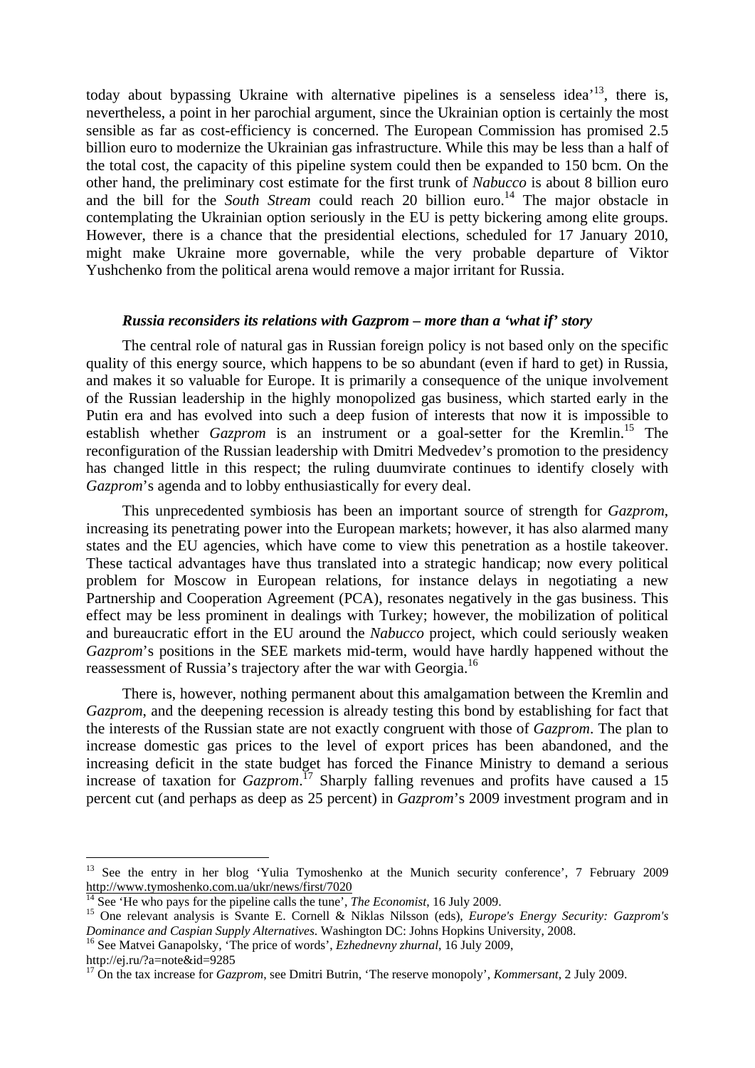today about bypassing Ukraine with alternative pipelines is a senseless idea'[13], there is, nevertheless, a point in her parochial argument, since the Ukrainian option is certainly the most sensible as far as cost-efficiency is concerned. The European Commission has promised 2.5 billion euro to modernize the Ukrainian gas infrastructure. While this may be less than a half of the total cost, the capacity of this pipeline system could then be expanded to 150 bcm. On the other hand, the preliminary cost estimate for the first trunk of *Nabucco* is about 8 billion euro and the bill for the *South Stream* could reach 20 billion euro.[14] The major obstacle in contemplating the Ukrainian option seriously in the EU is petty bickering among elite groups. However, there is a chance that the presidential elections, scheduled for 17 January 2010, might make Ukraine more governable, while the very probable departure of Viktor Yushchenko from the political arena would remove a major irritant for Russia.

### *Russia reconsiders its relations with Gazprom – more than a 'what if' story*

The central role of natural gas in Russian foreign policy is not based only on the specific quality of this energy source, which happens to be so abundant (even if hard to get) in Russia, and makes it so valuable for Europe. It is primarily a consequence of the unique involvement of the Russian leadership in the highly monopolized gas business, which started early in the Putin era and has evolved into such a deep fusion of interests that now it is impossible to establish whether *Gazprom* is an instrument or a goal-setter for the Kremlin.[15] The reconfiguration of the Russian leadership with Dmitri Medvedev's promotion to the presidency has changed little in this respect; the ruling duumvirate continues to identify closely with *Gazprom*'s agenda and to lobby enthusiastically for every deal.

This unprecedented symbiosis has been an important source of strength for *Gazprom*, increasing its penetrating power into the European markets; however, it has also alarmed many states and the EU agencies, which have come to view this penetration as a hostile takeover. These tactical advantages have thus translated into a strategic handicap; now every political problem for Moscow in European relations, for instance delays in negotiating a new Partnership and Cooperation Agreement (PCA), resonates negatively in the gas business. This effect may be less prominent in dealings with Turkey; however, the mobilization of political and bureaucratic effort in the EU around the *Nabucco* project, which could seriously weaken *Gazprom*'s positions in the SEE markets mid-term, would have hardly happened without the reassessment of Russia's trajectory after the war with Georgia.[16]

There is, however, nothing permanent about this amalgamation between the Kremlin and *Gazprom*, and the deepening recession is already testing this bond by establishing for fact that the interests of the Russian state are not exactly congruent with those of *Gazprom*. The plan to increase domestic gas prices to the level of export prices has been abandoned, and the increasing deficit in the state budget has forced the Finance Ministry to demand a serious increase of taxation for *Gazprom*.[17] Sharply falling revenues and profits have caused a 15 percent cut (and perhaps as deep as 25 percent) in *Gazprom*'s 2009 investment program and in

---

[13] See the entry in her blog 'Yulia Tymoshenko at the Munich security conference', 7 February 2009 http://www.tymoshenko.com.ua/ukr/news/first/7020

[14] See 'He who pays for the pipeline calls the tune', *The Economist*, 16 July 2009.

[15] One relevant analysis is Svante E. Cornell & Niklas Nilsson (eds), *Europe's Energy Security: Gazprom's Dominance and Caspian Supply Alternatives*. Washington DC: Johns Hopkins University, 2008.

[16] See Matvei Ganapolsky, 'The price of words', *Ezhednevny zhurnal*, 16 July 2009, http://ej.ru/?a=note&id=9285

[17] On the tax increase for *Gazprom*, see Dmitri Butrin, 'The reserve monopoly', *Kommersant*, 2 July 2009.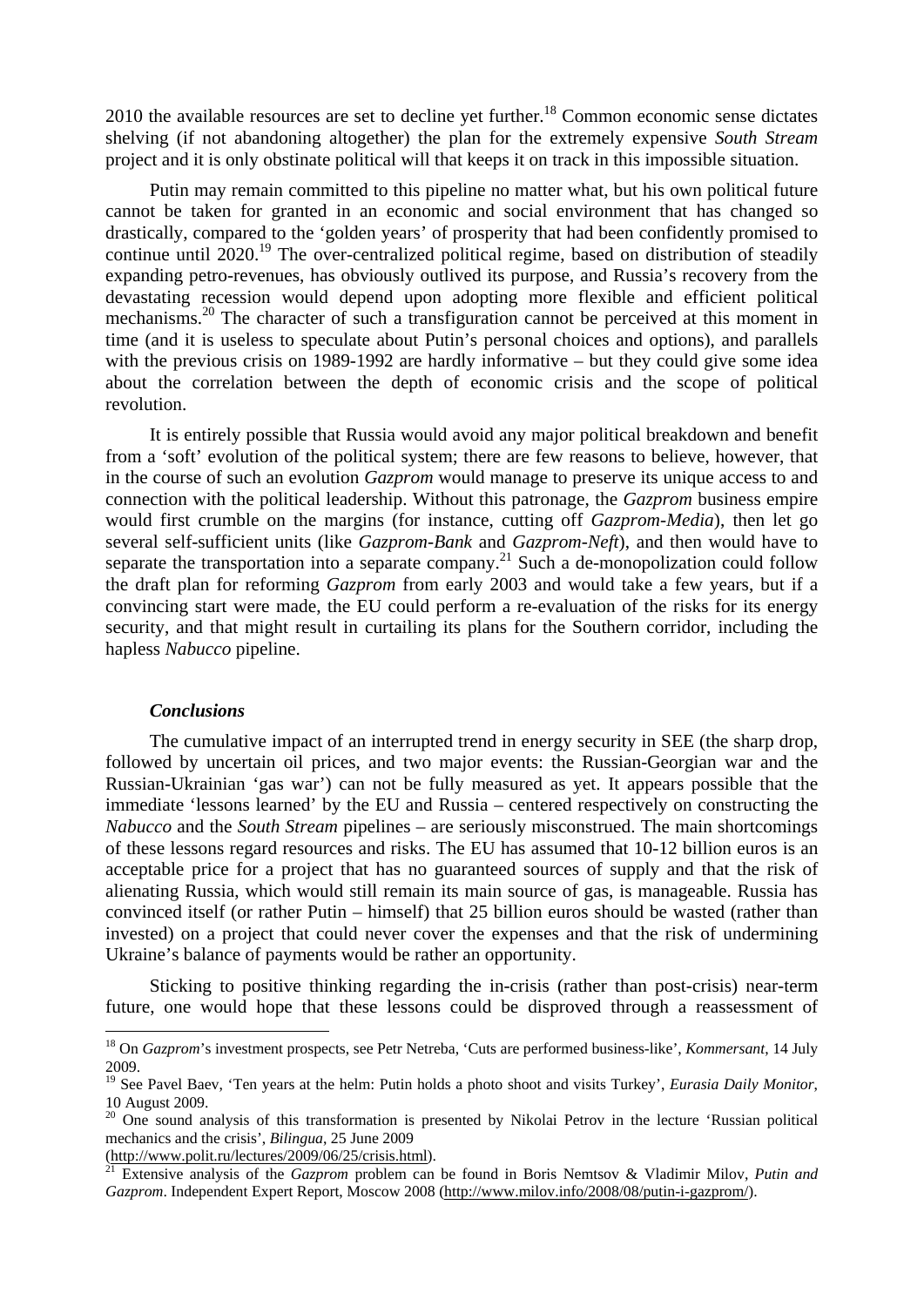2010 the available resources are set to decline yet further.[18] Common economic sense dictates shelving (if not abandoning altogether) the plan for the extremely expensive *South Stream* project and it is only obstinate political will that keeps it on track in this impossible situation.

Putin may remain committed to this pipeline no matter what, but his own political future cannot be taken for granted in an economic and social environment that has changed so drastically, compared to the 'golden years' of prosperity that had been confidently promised to continue until 2020.[19] The over-centralized political regime, based on distribution of steadily expanding petro-revenues, has obviously outlived its purpose, and Russia's recovery from the devastating recession would depend upon adopting more flexible and efficient political mechanisms.[20] The character of such a transfiguration cannot be perceived at this moment in time (and it is useless to speculate about Putin's personal choices and options), and parallels with the previous crisis on 1989-1992 are hardly informative – but they could give some idea about the correlation between the depth of economic crisis and the scope of political revolution.

It is entirely possible that Russia would avoid any major political breakdown and benefit from a 'soft' evolution of the political system; there are few reasons to believe, however, that in the course of such an evolution *Gazprom* would manage to preserve its unique access to and connection with the political leadership. Without this patronage, the *Gazprom* business empire would first crumble on the margins (for instance, cutting off *Gazprom-Media*), then let go several self-sufficient units (like *Gazprom-Bank* and *Gazprom-Neft*), and then would have to separate the transportation into a separate company.[21] Such a de-monopolization could follow the draft plan for reforming *Gazprom* from early 2003 and would take a few years, but if a convincing start were made, the EU could perform a re-evaluation of the risks for its energy security, and that might result in curtailing its plans for the Southern corridor, including the hapless *Nabucco* pipeline.

### *Conclusions*

The cumulative impact of an interrupted trend in energy security in SEE (the sharp drop, followed by uncertain oil prices, and two major events: the Russian-Georgian war and the Russian-Ukrainian 'gas war') can not be fully measured as yet. It appears possible that the immediate 'lessons learned' by the EU and Russia – centered respectively on constructing the *Nabucco* and the *South Stream* pipelines – are seriously misconstrued. The main shortcomings of these lessons regard resources and risks. The EU has assumed that 10-12 billion euros is an acceptable price for a project that has no guaranteed sources of supply and that the risk of alienating Russia, which would still remain its main source of gas, is manageable. Russia has convinced itself (or rather Putin – himself) that 25 billion euros should be wasted (rather than invested) on a project that could never cover the expenses and that the risk of undermining Ukraine's balance of payments would be rather an opportunity.

Sticking to positive thinking regarding the in-crisis (rather than post-crisis) near-term future, one would hope that these lessons could be disproved through a reassessment of

---

[18] On *Gazprom*'s investment prospects, see Petr Netreba, 'Cuts are performed business-like', *Kommersant*, 14 July 2009.

[19] See Pavel Baev, 'Ten years at the helm: Putin holds a photo shoot and visits Turkey', *Eurasia Daily Monitor*, 10 August 2009.

[20] One sound analysis of this transformation is presented by Nikolai Petrov in the lecture 'Russian political mechanics and the crisis', *Bilingua*, 25 June 2009 (http://www.polit.ru/lectures/2009/06/25/crisis.html).

[21] Extensive analysis of the *Gazprom* problem can be found in Boris Nemtsov & Vladimir Milov, *Putin and Gazprom*. Independent Expert Report, Moscow 2008 (http://www.milov.info/2008/08/putin-i-gazprom/).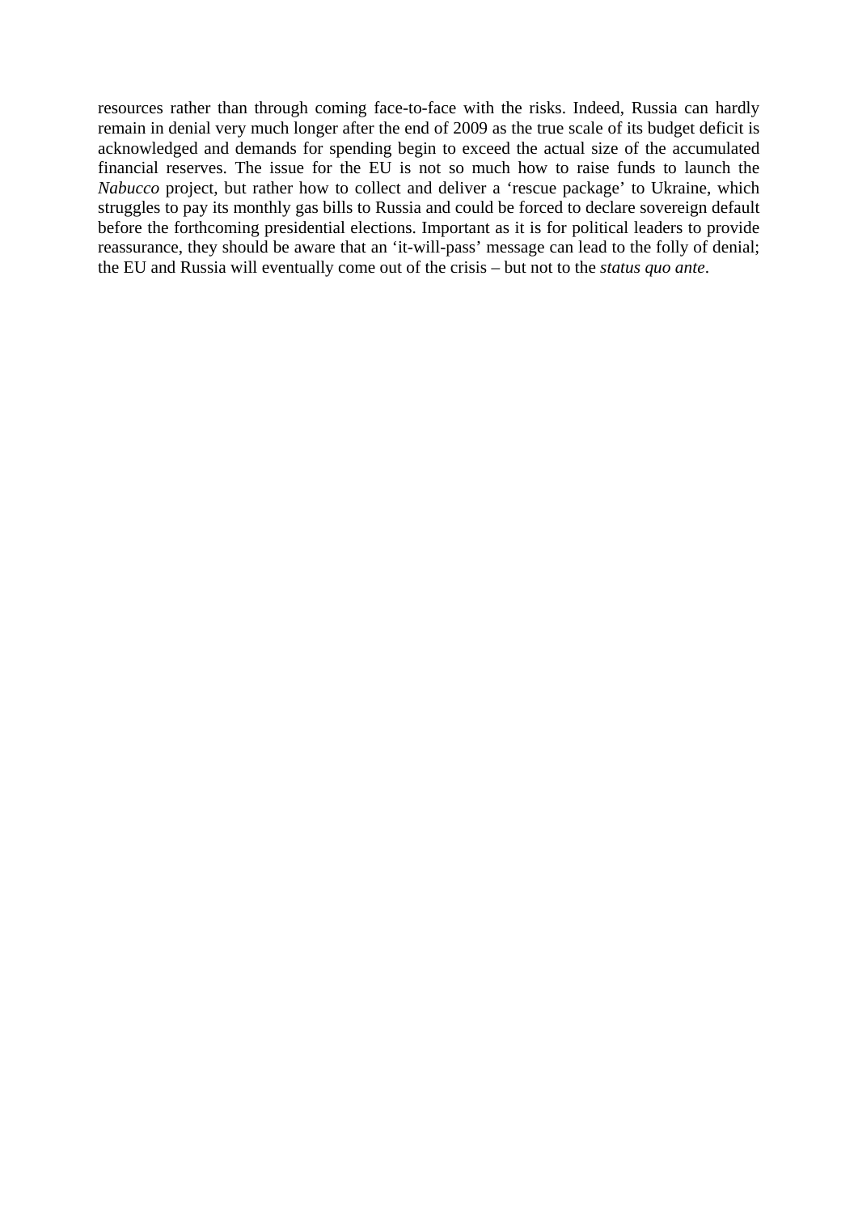resources rather than through coming face-to-face with the risks. Indeed, Russia can hardly remain in denial very much longer after the end of 2009 as the true scale of its budget deficit is acknowledged and demands for spending begin to exceed the actual size of the accumulated financial reserves. The issue for the EU is not so much how to raise funds to launch the *Nabucco* project, but rather how to collect and deliver a 'rescue package' to Ukraine, which struggles to pay its monthly gas bills to Russia and could be forced to declare sovereign default before the forthcoming presidential elections. Important as it is for political leaders to provide reassurance, they should be aware that an 'it-will-pass' message can lead to the folly of denial; the EU and Russia will eventually come out of the crisis – but not to the *status quo ante*.